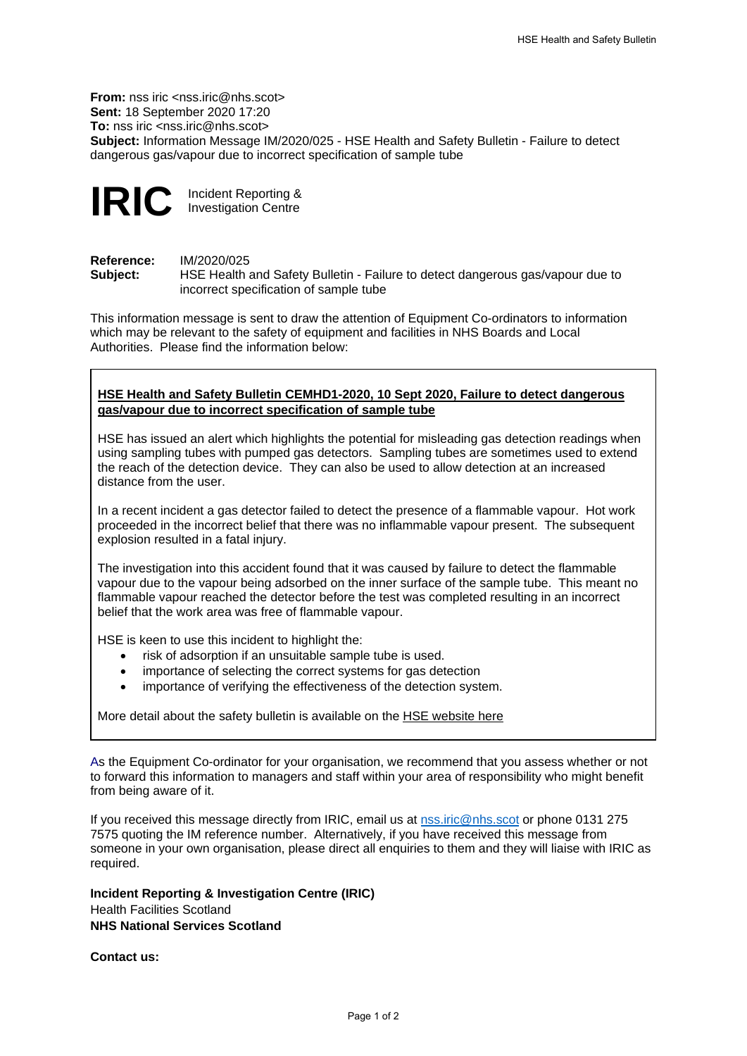**From:** nss iric <nss.iric@nhs.scot>
**Sent:** 18 September 2020 17:20
**To:** nss iric <nss.iric@nhs.scot>
**Subject:** Information Message IM/2020/025 - HSE Health and Safety Bulletin - Failure to detect dangerous gas/vapour due to incorrect specification of sample tube

**IRIC** Incident Reporting & Investigation Centre

**Reference:** IM/2020/025
**Subject:** HSE Health and Safety Bulletin - Failure to detect dangerous gas/vapour due to incorrect specification of sample tube

This information message is sent to draw the attention of Equipment Co-ordinators to information which may be relevant to the safety of equipment and facilities in NHS Boards and Local Authorities. Please find the information below:

**HSE Health and Safety Bulletin CEMHD1-2020, 10 Sept 2020, Failure to detect dangerous gas/vapour due to incorrect specification of sample tube**

HSE has issued an alert which highlights the potential for misleading gas detection readings when using sampling tubes with pumped gas detectors. Sampling tubes are sometimes used to extend the reach of the detection device. They can also be used to allow detection at an increased distance from the user.

In a recent incident a gas detector failed to detect the presence of a flammable vapour. Hot work proceeded in the incorrect belief that there was no inflammable vapour present. The subsequent explosion resulted in a fatal injury.

The investigation into this accident found that it was caused by failure to detect the flammable vapour due to the vapour being adsorbed on the inner surface of the sample tube. This meant no flammable vapour reached the detector before the test was completed resulting in an incorrect belief that the work area was free of flammable vapour.

HSE is keen to use this incident to highlight the:

- risk of adsorption if an unsuitable sample tube is used.
- importance of selecting the correct systems for gas detection
- importance of verifying the effectiveness of the detection system.

More detail about the safety bulletin is available on the HSE website here

As the Equipment Co-ordinator for your organisation, we recommend that you assess whether or not to forward this information to managers and staff within your area of responsibility who might benefit from being aware of it.

If you received this message directly from IRIC, email us at nss.iric@nhs.scot or phone 0131 275 7575 quoting the IM reference number. Alternatively, if you have received this message from someone in your own organisation, please direct all enquiries to them and they will liaise with IRIC as required.

**Incident Reporting & Investigation Centre (IRIC)**
Health Facilities Scotland
**NHS National Services Scotland**

**Contact us:**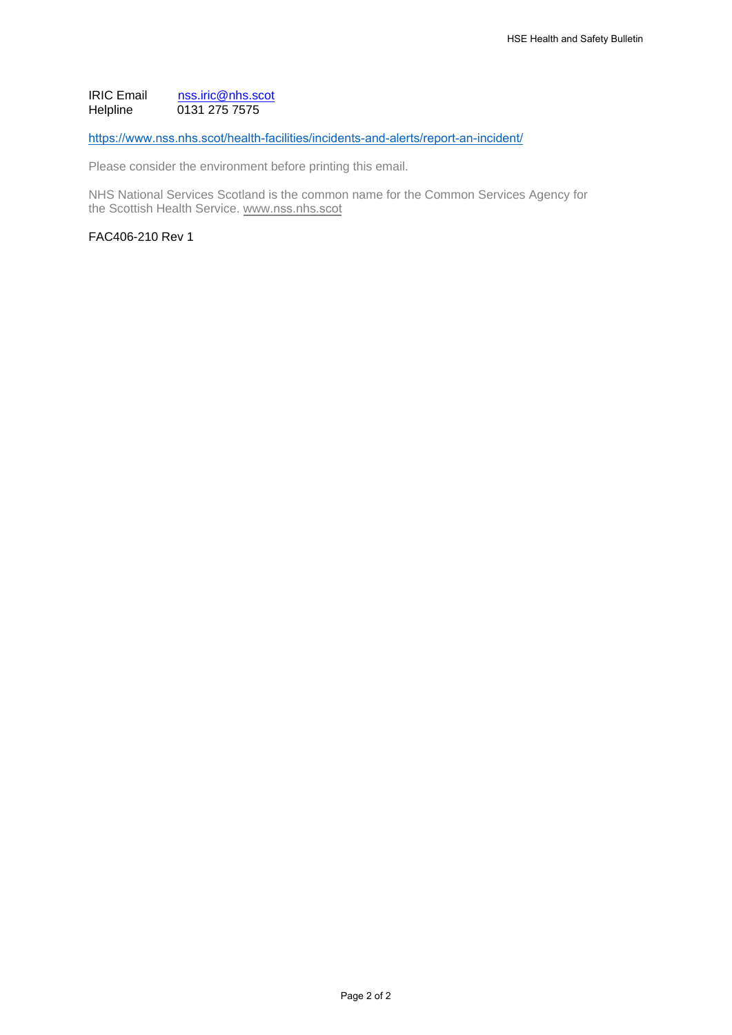IRIC Email nss.iric@nhs.scot
Helpline 0131 275 7575

https://www.nss.nhs.scot/health-facilities/incidents-and-alerts/report-an-incident/

Please consider the environment before printing this email.

NHS National Services Scotland is the common name for the Common Services Agency for the Scottish Health Service. www.nss.nhs.scot

FAC406-210 Rev 1